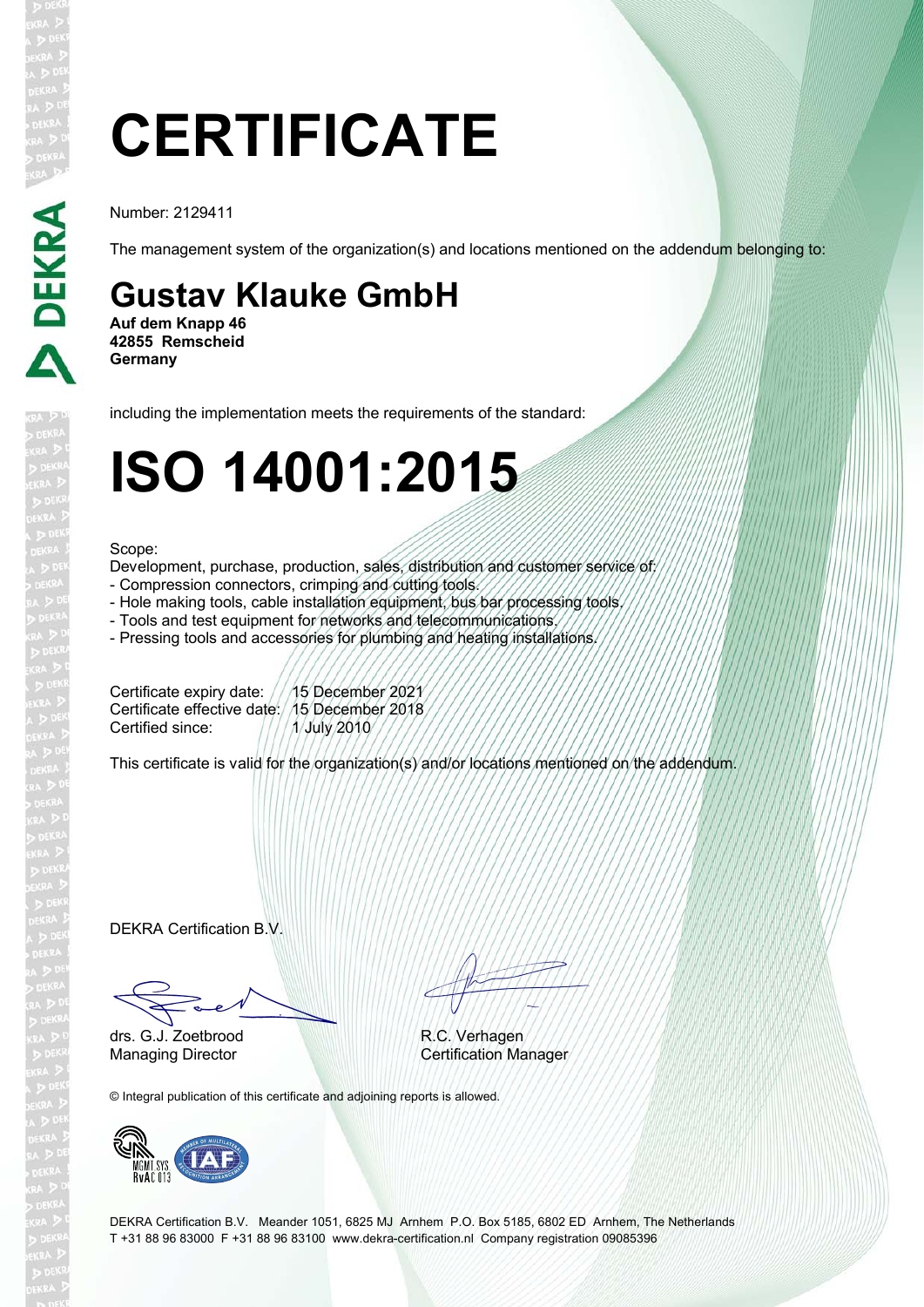# CERTIFICATE

Number: 2129411

The management system of the organization(s) and locations mentioned on the addendum belonging to:

## Gustav Klauke GmbH

**Auf dem Knapp 46**
**42855 Remscheid**
**Germany**

including the implementation meets the requirements of the standard:

# ISO 14001:2015

Scope:
Development, purchase, production, sales, distribution and customer service of:
- Compression connectors, crimping and cutting tools.
- Hole making tools, cable installation equipment, bus bar processing tools.
- Tools and test equipment for networks and telecommunications.
- Pressing tools and accessories for plumbing and heating installations.

Certificate expiry date: 15 December 2021
Certificate effective date: 15 December 2018
Certified since: 1 July 2010

This certificate is valid for the organization(s) and/or locations mentioned on the addendum.

DEKRA Certification B.V.

drs. G.J. Zoetbrood
Managing Director

R.C. Verhagen
Certification Manager

© Integral publication of this certificate and adjoining reports is allowed.

MGMT SYS RvA C 013

DEKRA Certification B.V. Meander 1051, 6825 MJ Arnhem P.O. Box 5185, 6802 ED Arnhem, The Netherlands
T +31 88 96 83000 F +31 88 96 83100 www.dekra-certification.nl Company registration 09085396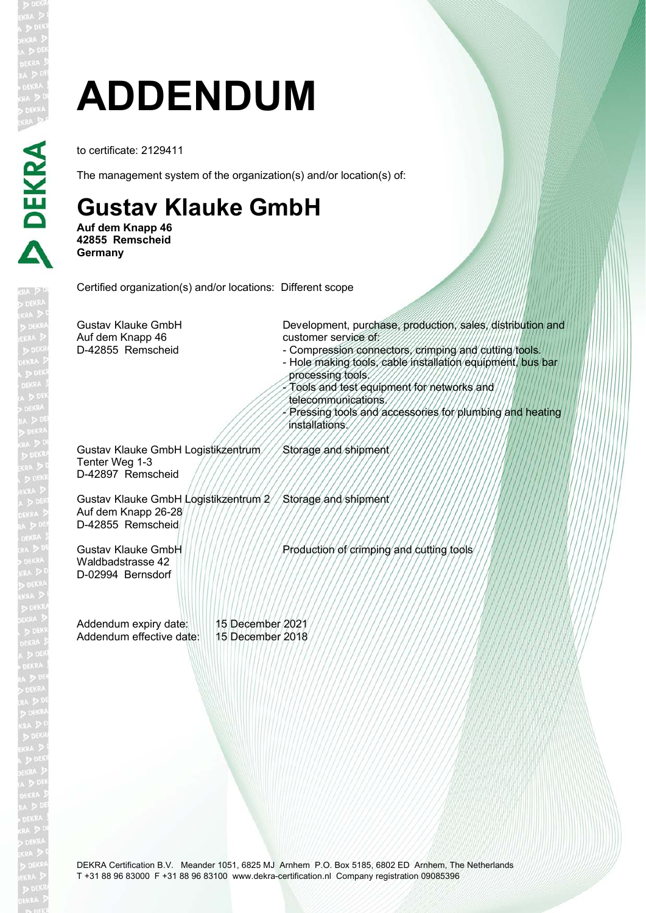# ADDENDUM

to certificate: 2129411

The management system of the organization(s) and/or location(s) of:

## Gustav Klauke GmbH

**Auf dem Knapp 46**
**42855 Remscheid**
**Germany**

Certified organization(s) and/or locations: Different scope

| | |
|---|---|
| Gustav Klauke GmbH<br>Auf dem Knapp 46<br>D-42855 Remscheid | Development, purchase, production, sales, distribution and customer service of:<br>- Compression connectors, crimping and cutting tools.<br>- Hole making tools, cable installation equipment, bus bar processing tools.<br>- Tools and test equipment for networks and telecommunications.<br>- Pressing tools and accessories for plumbing and heating installations. |
| Gustav Klauke GmbH Logistikzentrum<br>Tenter Weg 1-3<br>D-42897 Remscheid | Storage and shipment |
| Gustav Klauke GmbH Logistikzentrum 2<br>Auf dem Knapp 26-28<br>D-42855 Remscheid | Storage and shipment |
| Gustav Klauke GmbH<br>Waldbadstrasse 42<br>D-02994 Bernsdorf | Production of crimping and cutting tools |

Addendum expiry date: 15 December 2021
Addendum effective date: 15 December 2018

DEKRA Certification B.V. Meander 1051, 6825 MJ Arnhem P.O. Box 5185, 6802 ED Arnhem, The Netherlands
T +31 88 96 83000 F +31 88 96 83100 www.dekra-certification.nl Company registration 09085396